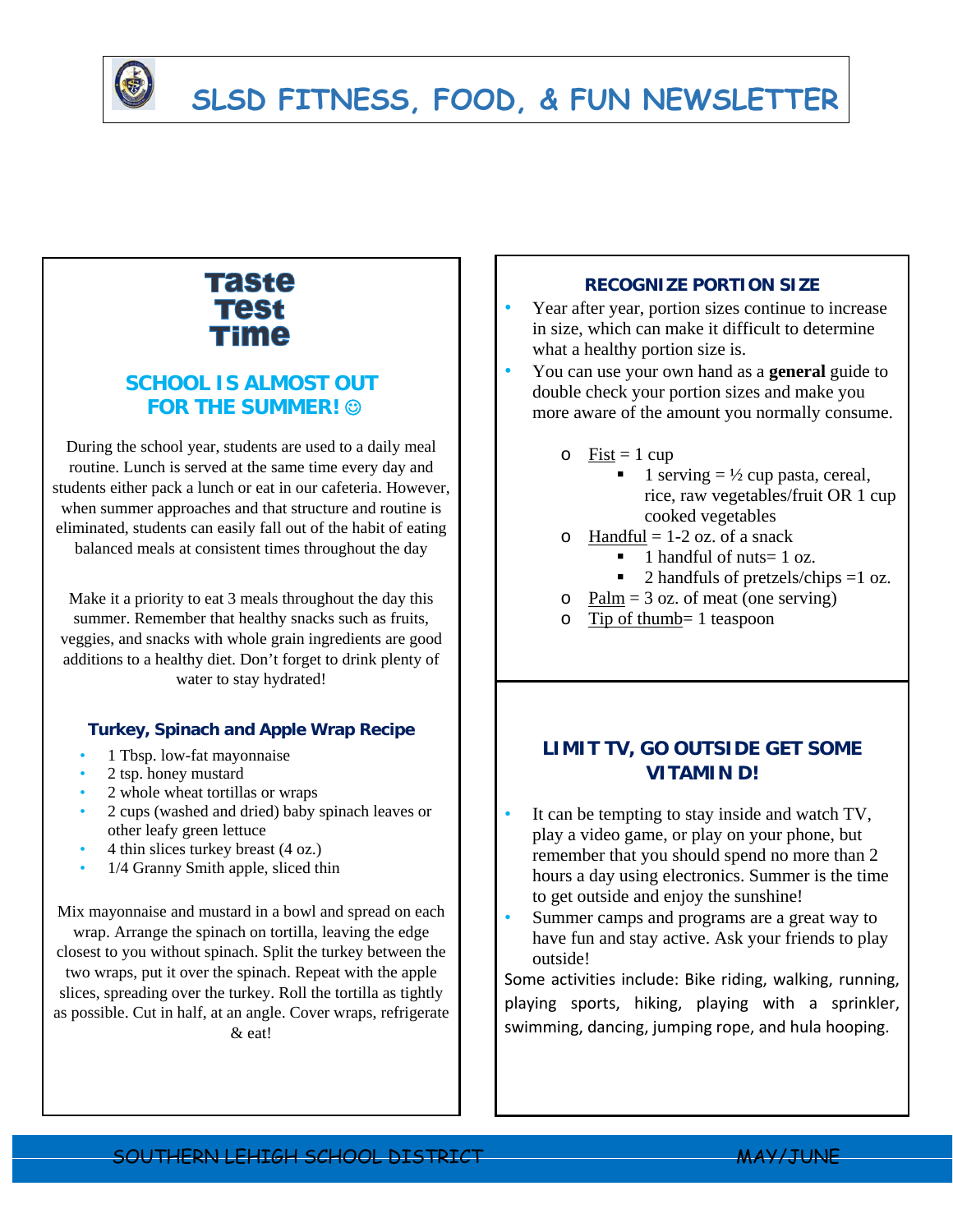# SLSD FITNESS, FOOD, & FUN NEWSLETTER

## Taste Test Time

### SCHOOL IS ALMOST OUT FOR THE SUMMER! ☺

During the school year, students are used to a daily meal routine. Lunch is served at the same time every day and students either pack a lunch or eat in our cafeteria. However, when summer approaches and that structure and routine is eliminated, students can easily fall out of the habit of eating balanced meals at consistent times throughout the day

Make it a priority to eat 3 meals throughout the day this summer. Remember that healthy snacks such as fruits, veggies, and snacks with whole grain ingredients are good additions to a healthy diet. Don't forget to drink plenty of water to stay hydrated!

### Turkey, Spinach and Apple Wrap Recipe

- 1 Tbsp. low-fat mayonnaise
- 2 tsp. honey mustard
- 2 whole wheat tortillas or wraps
- 2 cups (washed and dried) baby spinach leaves or other leafy green lettuce
- 4 thin slices turkey breast (4 oz.)
- 1/4 Granny Smith apple, sliced thin

Mix mayonnaise and mustard in a bowl and spread on each wrap. Arrange the spinach on tortilla, leaving the edge closest to you without spinach. Split the turkey between the two wraps, put it over the spinach. Repeat with the apple slices, spreading over the turkey. Roll the tortilla as tightly as possible. Cut in half, at an angle. Cover wraps, refrigerate & eat!

### RECOGNIZE PORTION SIZE

- Year after year, portion sizes continue to increase in size, which can make it difficult to determine what a healthy portion size is.
- You can use your own hand as a **general** guide to double check your portion sizes and make you more aware of the amount you normally consume.
  - Fist = 1 cup
    - 1 serving = ½ cup pasta, cereal, rice, raw vegetables/fruit OR 1 cup cooked vegetables
  - Handful = 1-2 oz. of a snack
    - 1 handful of nuts= 1 oz.
    - 2 handfuls of pretzels/chips =1 oz.
  - Palm = 3 oz. of meat (one serving)
  - Tip of thumb= 1 teaspoon

### LIMIT TV, GO OUTSIDE GET SOME VITAMIN D!

- It can be tempting to stay inside and watch TV, play a video game, or play on your phone, but remember that you should spend no more than 2 hours a day using electronics. Summer is the time to get outside and enjoy the sunshine!
- Summer camps and programs are a great way to have fun and stay active. Ask your friends to play outside!

Some activities include: Bike riding, walking, running, playing sports, hiking, playing with a sprinkler, swimming, dancing, jumping rope, and hula hooping.

SOUTHERN LEHIGH SCHOOL DISTRICT MAY/JUNE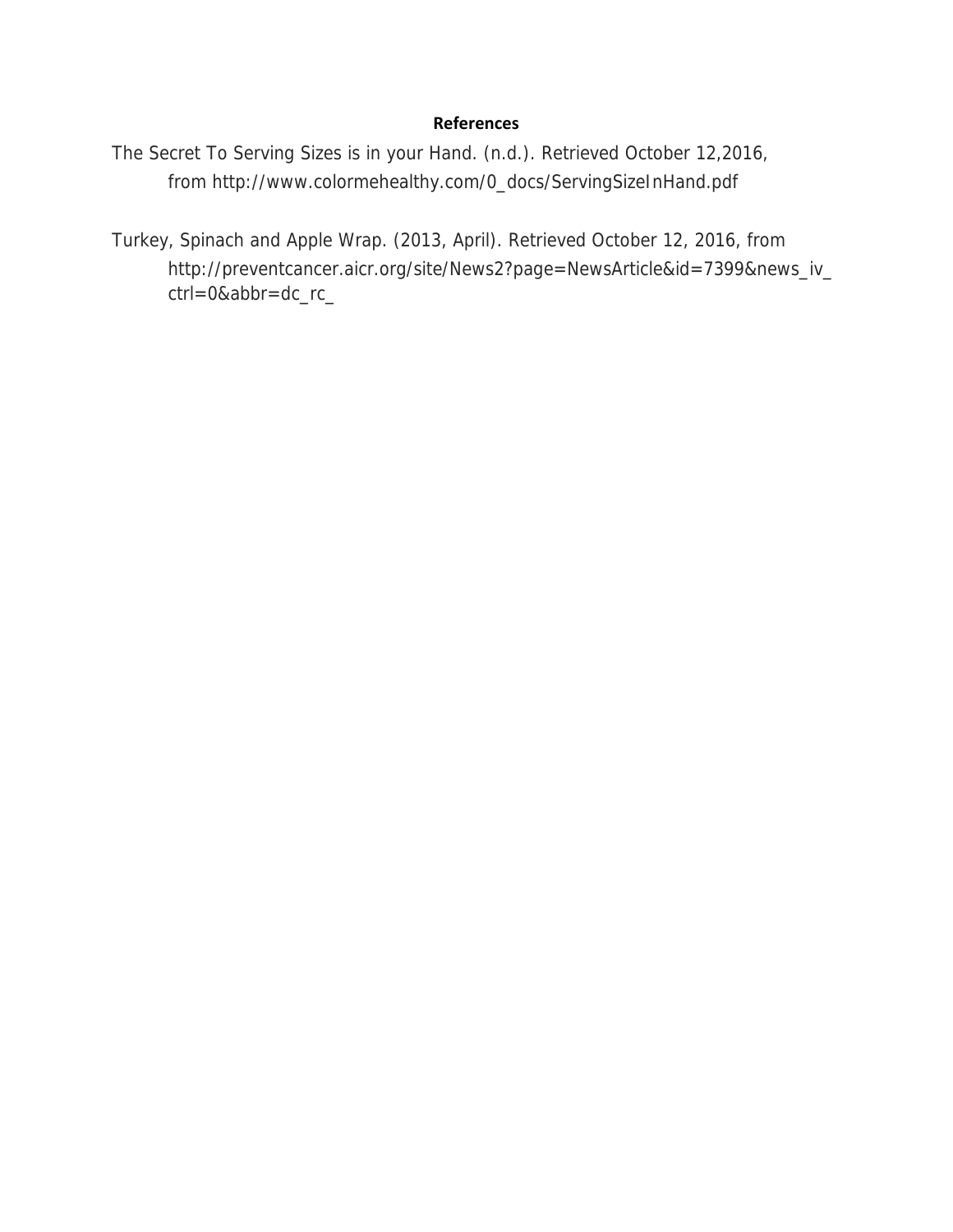**References**

The Secret To Serving Sizes is in your Hand. (n.d.). Retrieved October 12,2016, from http://www.colormehealthy.com/0_docs/ServingSizeInHand.pdf

Turkey, Spinach and Apple Wrap. (2013, April). Retrieved October 12, 2016, from http://preventcancer.aicr.org/site/News2?page=NewsArticle&id=7399&news_iv_ctrl=0&abbr=dc_rc_